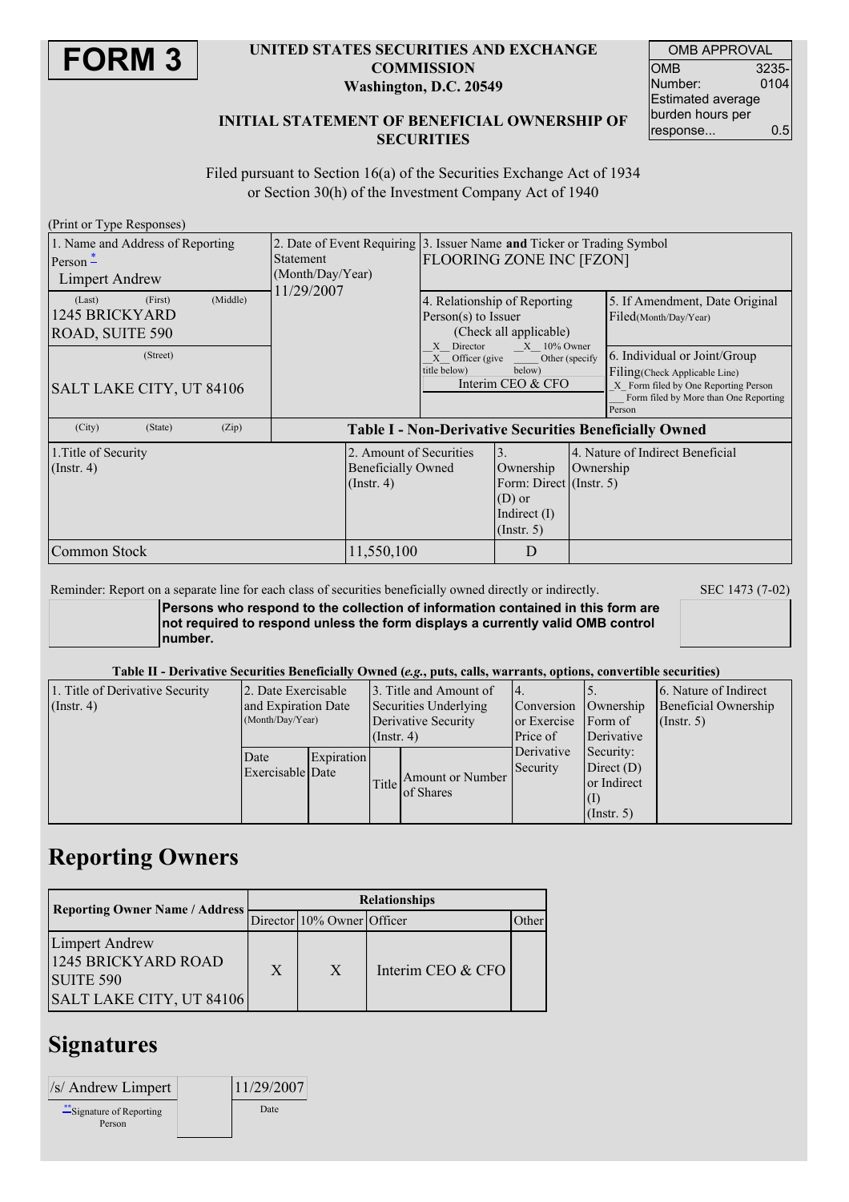# FORM 3

**UNITED STATES SECURITIES AND EXCHANGE COMMISSION**
**Washington, D.C. 20549**

| OMB APPROVAL | |
|---|---|
| OMB Number: | 3235-0104 |
| Estimated average burden hours per response... | 0.5 |

**INITIAL STATEMENT OF BENEFICIAL OWNERSHIP OF SECURITIES**

Filed pursuant to Section 16(a) of the Securities Exchange Act of 1934 or Section 30(h) of the Investment Company Act of 1940

(Print or Type Responses)

| 1. Name and Address of Reporting Person * | 2. Date of Event Requiring Statement (Month/Day/Year) | 3. Issuer Name **and** Ticker or Trading Symbol | |
|---|---|---|---|
| Limpert Andrew | 11/29/2007 | FLOORING ZONE INC [FZON] | |
| (Last) (First) (Middle) 1245 BRICKYARD ROAD, SUITE 590 | | 4. Relationship of Reporting Person(s) to Issuer (Check all applicable) _X_ Director _X_ 10% Owner _X_ Officer (give title below) ___ Other (specify below) Interim CEO & CFO | 5. If Amendment, Date Original Filed(Month/Day/Year) |
| (Street) SALT LAKE CITY, UT 84106 | | | 6. Individual or Joint/Group Filing(Check Applicable Line) _X_ Form filed by One Reporting Person ___ Form filed by More than One Reporting Person |
| (City) (State) (Zip) | | | |

**Table I - Non-Derivative Securities Beneficially Owned**

| 1.Title of Security (Instr. 4) | 2. Amount of Securities Beneficially Owned (Instr. 4) | 3. Ownership Form: Direct (D) or Indirect (I) (Instr. 5) | 4. Nature of Indirect Beneficial Ownership (Instr. 5) |
|---|---|---|---|
| Common Stock | 11,550,100 | D | |

Reminder: Report on a separate line for each class of securities beneficially owned directly or indirectly. SEC 1473 (7-02)

**Persons who respond to the collection of information contained in this form are not required to respond unless the form displays a currently valid OMB control number.**

**Table II - Derivative Securities Beneficially Owned (*e.g.*, puts, calls, warrants, options, convertible securities)**

| 1. Title of Derivative Security (Instr. 4) | 2. Date Exercisable and Expiration Date (Month/Day/Year) | | 3. Title and Amount of Securities Underlying Derivative Security (Instr. 4) | | 4. Conversion or Exercise Price of Derivative Security | 5. Ownership Form of Derivative Security: Direct (D) or Indirect (I) (Instr. 5) | 6. Nature of Indirect Beneficial Ownership (Instr. 5) |
|---|---|---|---|---|---|---|---|
| | Date Exercisable | Expiration Date | Title | Amount or Number of Shares | | | |

## Reporting Owners

| Reporting Owner Name / Address | Relationships | | | |
|---|---|---|---|---|
| | Director | 10% Owner | Officer | Other |
| Limpert Andrew 1245 BRICKYARD ROAD SUITE 590 SALT LAKE CITY, UT 84106 | X | X | Interim CEO & CFO | |

## Signatures

| /s/ Andrew Limpert | 11/29/2007 |
|---|---|
| ** Signature of Reporting Person | Date |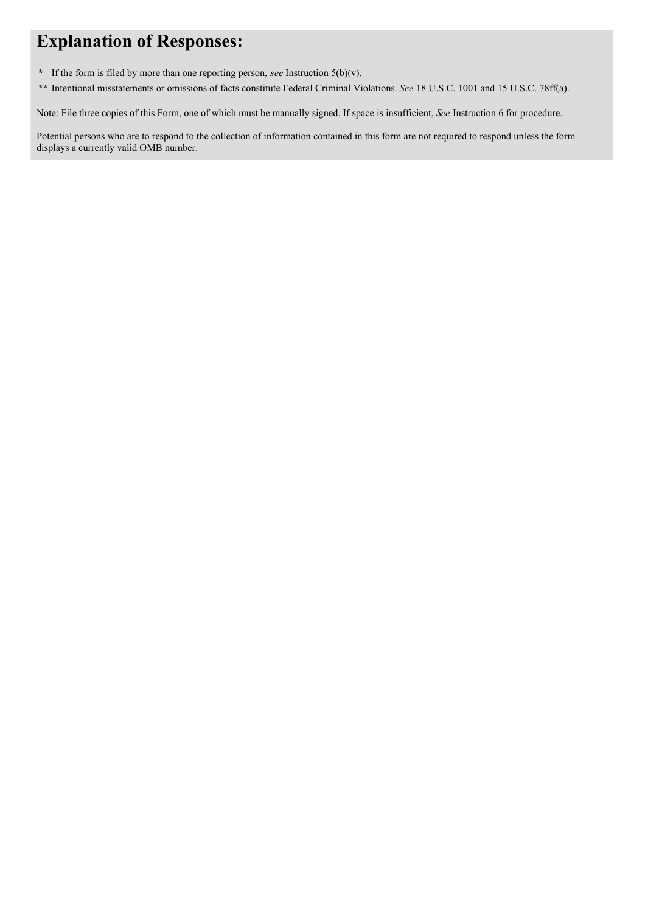# Explanation of Responses:

**\*** If the form is filed by more than one reporting person, *see* Instruction 5(b)(v).

**\*\*** Intentional misstatements or omissions of facts constitute Federal Criminal Violations. *See* 18 U.S.C. 1001 and 15 U.S.C. 78ff(a).

Note: File three copies of this Form, one of which must be manually signed. If space is insufficient, *See* Instruction 6 for procedure.

Potential persons who are to respond to the collection of information contained in this form are not required to respond unless the form displays a currently valid OMB number.